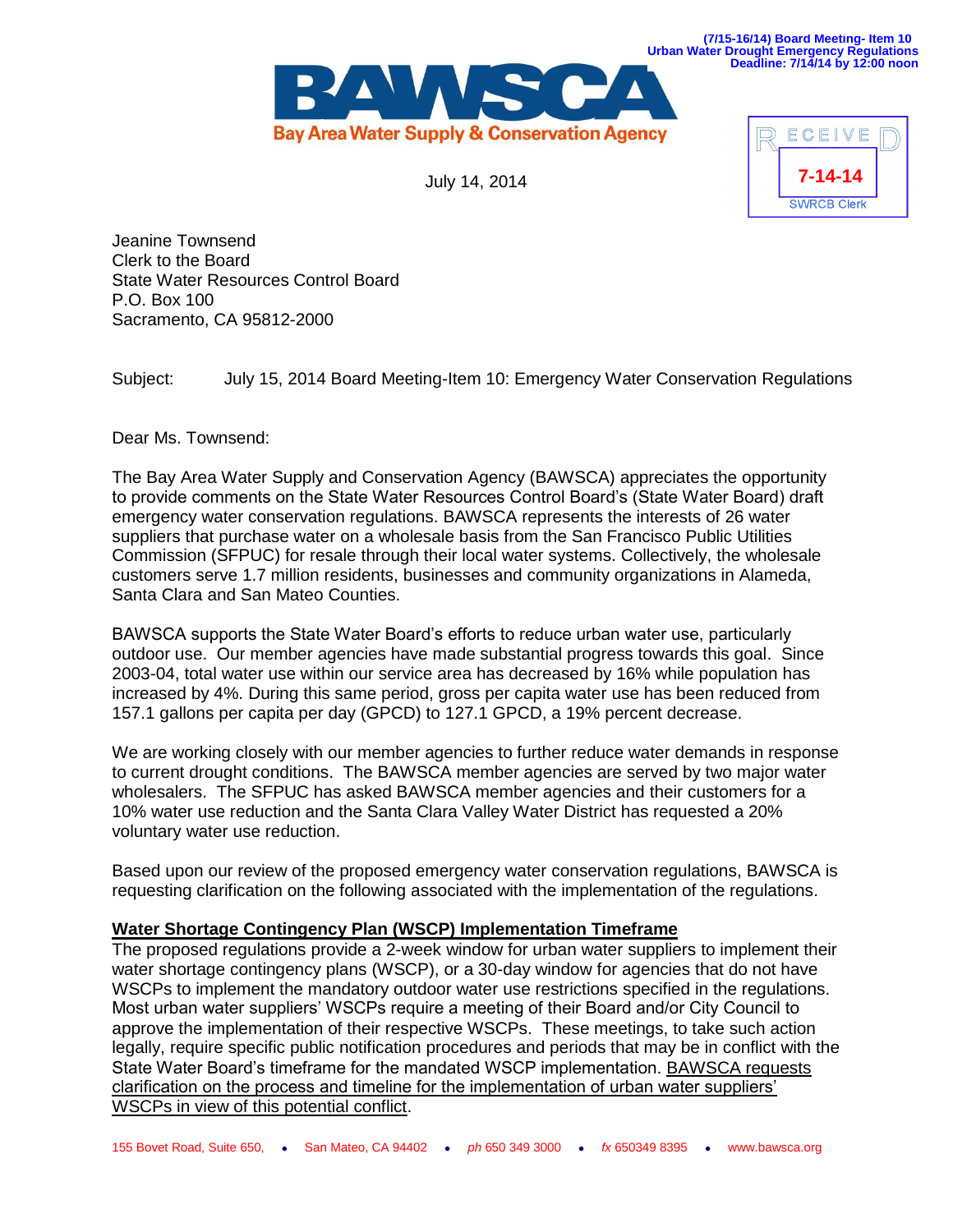(7/15-16/14) Board Meeting- Item 10
Urban Water Drought Emergency Regulations
Deadline: 7/14/14 by 12:00 noon

**BAWSCA**
**Bay Area Water Supply & Conservation Agency**

RECEIVED
7-14-14
SWRCB Clerk

July 14, 2014

Jeanine Townsend
Clerk to the Board
State Water Resources Control Board
P.O. Box 100
Sacramento, CA 95812-2000

Subject: July 15, 2014 Board Meeting-Item 10: Emergency Water Conservation Regulations

Dear Ms. Townsend:

The Bay Area Water Supply and Conservation Agency (BAWSCA) appreciates the opportunity to provide comments on the State Water Resources Control Board's (State Water Board) draft emergency water conservation regulations. BAWSCA represents the interests of 26 water suppliers that purchase water on a wholesale basis from the San Francisco Public Utilities Commission (SFPUC) for resale through their local water systems. Collectively, the wholesale customers serve 1.7 million residents, businesses and community organizations in Alameda, Santa Clara and San Mateo Counties.

BAWSCA supports the State Water Board's efforts to reduce urban water use, particularly outdoor use. Our member agencies have made substantial progress towards this goal. Since 2003-04, total water use within our service area has decreased by 16% while population has increased by 4%. During this same period, gross per capita water use has been reduced from 157.1 gallons per capita per day (GPCD) to 127.1 GPCD, a 19% percent decrease.

We are working closely with our member agencies to further reduce water demands in response to current drought conditions. The BAWSCA member agencies are served by two major water wholesalers. The SFPUC has asked BAWSCA member agencies and their customers for a 10% water use reduction and the Santa Clara Valley Water District has requested a 20% voluntary water use reduction.

Based upon our review of the proposed emergency water conservation regulations, BAWSCA is requesting clarification on the following associated with the implementation of the regulations.

**Water Shortage Contingency Plan (WSCP) Implementation Timeframe**

The proposed regulations provide a 2-week window for urban water suppliers to implement their water shortage contingency plans (WSCP), or a 30-day window for agencies that do not have WSCPs to implement the mandatory outdoor water use restrictions specified in the regulations. Most urban water suppliers' WSCPs require a meeting of their Board and/or City Council to approve the implementation of their respective WSCPs. These meetings, to take such action legally, require specific public notification procedures and periods that may be in conflict with the State Water Board's timeframe for the mandated WSCP implementation. BAWSCA requests clarification on the process and timeline for the implementation of urban water suppliers' WSCPs in view of this potential conflict.

155 Bovet Road, Suite 650, • San Mateo, CA 94402 • *ph* 650 349 3000 • *fx* 650349 8395 • www.bawsca.org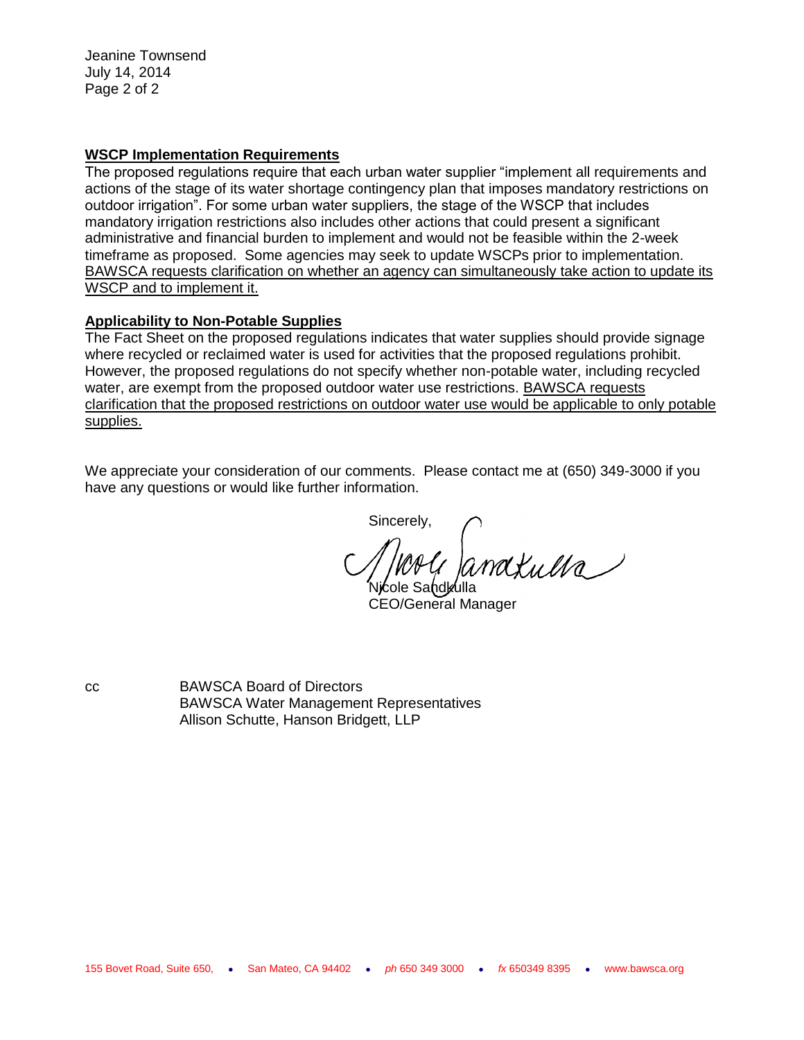**WSCP Implementation Requirements**

The proposed regulations require that each urban water supplier "implement all requirements and actions of the stage of its water shortage contingency plan that imposes mandatory restrictions on outdoor irrigation". For some urban water suppliers, the stage of the WSCP that includes mandatory irrigation restrictions also includes other actions that could present a significant administrative and financial burden to implement and would not be feasible within the 2-week timeframe as proposed. Some agencies may seek to update WSCPs prior to implementation. BAWSCA requests clarification on whether an agency can simultaneously take action to update its WSCP and to implement it.

**Applicability to Non-Potable Supplies**

The Fact Sheet on the proposed regulations indicates that water supplies should provide signage where recycled or reclaimed water is used for activities that the proposed regulations prohibit. However, the proposed regulations do not specify whether non-potable water, including recycled water, are exempt from the proposed outdoor water use restrictions. BAWSCA requests clarification that the proposed restrictions on outdoor water use would be applicable to only potable supplies.

We appreciate your consideration of our comments. Please contact me at (650) 349-3000 if you have any questions or would like further information.

Sincerely,

Nicole Sandkulla
CEO/General Manager

cc BAWSCA Board of Directors
BAWSCA Water Management Representatives
Allison Schutte, Hanson Bridgett, LLP

155 Bovet Road, Suite 650, • San Mateo, CA 94402 • *ph* 650 349 3000 • *fx* 650349 8395 • www.bawsca.org